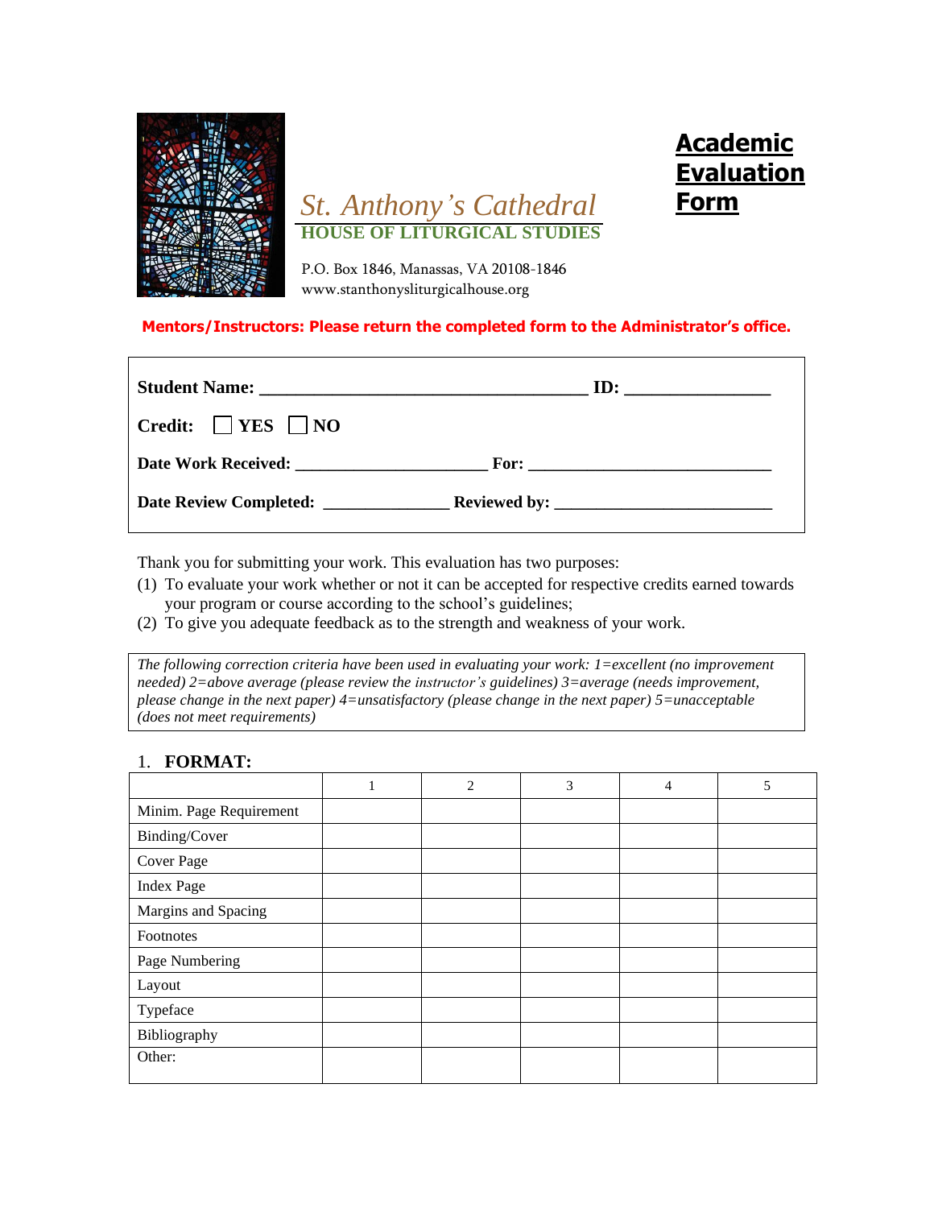St. Anthony's Cathedral
**HOUSE OF LITURGICAL STUDIES**

P.O. Box 1846, Manassas, VA 20108-1846
www.stanthonysliturgicalhouse.org

# Academic Evaluation Form

**Mentors/Instructors: Please return the completed form to the Administrator's office.**

**Student Name:** ____________________________________ **ID:** ________________

**Credit:** ☐ **YES** ☐ **NO**

**Date Work Received:** ______________________ **For:** ____________________________

**Date Review Completed:** ______________ **Reviewed by:** _________________________

Thank you for submitting your work. This evaluation has two purposes:

(1) To evaluate your work whether or not it can be accepted for respective credits earned towards your program or course according to the school's guidelines;
(2) To give you adequate feedback as to the strength and weakness of your work.

*The following correction criteria have been used in evaluating your work: 1=excellent (no improvement needed) 2=above average (please review the instructor's guidelines) 3=average (needs improvement, please change in the next paper) 4=unsatisfactory (please change in the next paper) 5=unacceptable (does not meet requirements)*

## 1. FORMAT:

| | 1 | 2 | 3 | 4 | 5 |
|---|---|---|---|---|---|
| Minim. Page Requirement | | | | | |
| Binding/Cover | | | | | |
| Cover Page | | | | | |
| Index Page | | | | | |
| Margins and Spacing | | | | | |
| Footnotes | | | | | |
| Page Numbering | | | | | |
| Layout | | | | | |
| Typeface | | | | | |
| Bibliography | | | | | |
| Other: | | | | | |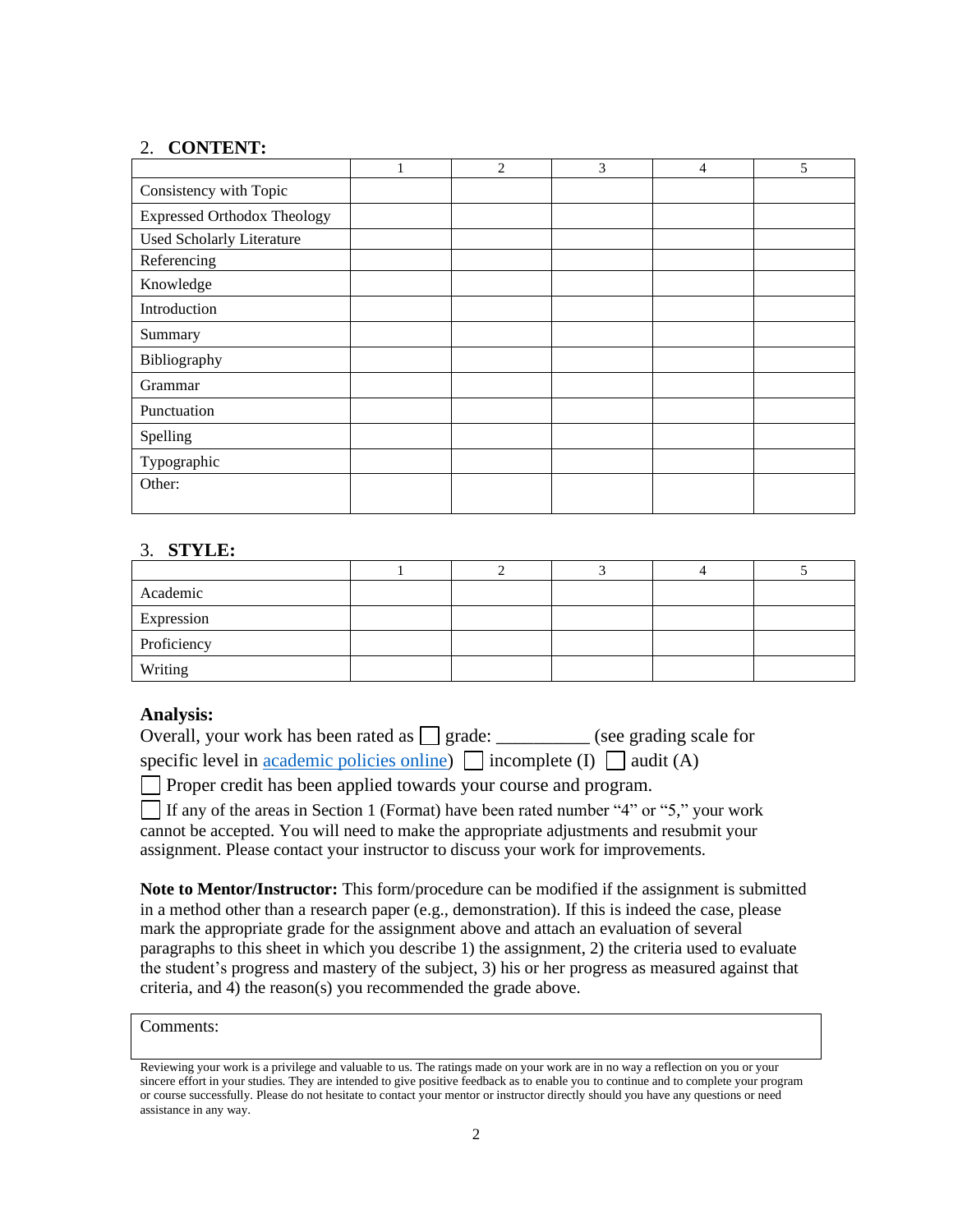## 2. CONTENT:

| | 1 | 2 | 3 | 4 | 5 |
|---|---|---|---|---|---|
| Consistency with Topic | | | | | |
| Expressed Orthodox Theology | | | | | |
| Used Scholarly Literature | | | | | |
| Referencing | | | | | |
| Knowledge | | | | | |
| Introduction | | | | | |
| Summary | | | | | |
| Bibliography | | | | | |
| Grammar | | | | | |
| Punctuation | | | | | |
| Spelling | | | | | |
| Typographic | | | | | |
| Other: | | | | | |

## 3. STYLE:

| | 1 | 2 | 3 | 4 | 5 |
|---|---|---|---|---|---|
| Academic | | | | | |
| Expression | | | | | |
| Proficiency | | | | | |
| Writing | | | | | |

**Analysis:**

Overall, your work has been rated as ☐ grade: __________ (see grading scale for specific level in academic policies online) ☐ incomplete (I) ☐ audit (A)

☐ Proper credit has been applied towards your course and program.

☐ If any of the areas in Section 1 (Format) have been rated number "4" or "5," your work cannot be accepted. You will need to make the appropriate adjustments and resubmit your assignment. Please contact your instructor to discuss your work for improvements.

**Note to Mentor/Instructor:** This form/procedure can be modified if the assignment is submitted in a method other than a research paper (e.g., demonstration). If this is indeed the case, please mark the appropriate grade for the assignment above and attach an evaluation of several paragraphs to this sheet in which you describe 1) the assignment, 2) the criteria used to evaluate the student's progress and mastery of the subject, 3) his or her progress as measured against that criteria, and 4) the reason(s) you recommended the grade above.

| Comments: |
|---|
| |

Reviewing your work is a privilege and valuable to us. The ratings made on your work are in no way a reflection on you or your sincere effort in your studies. They are intended to give positive feedback as to enable you to continue and to complete your program or course successfully. Please do not hesitate to contact your mentor or instructor directly should you have questions or need assistance in any way.